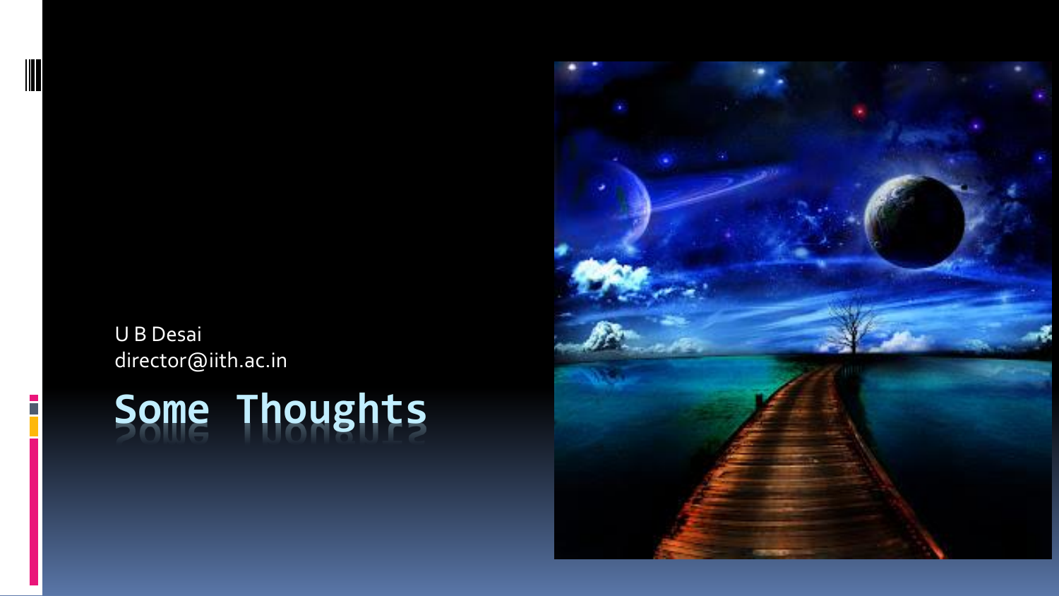# Some Thoughts

U B Desai
director@iith.ac.in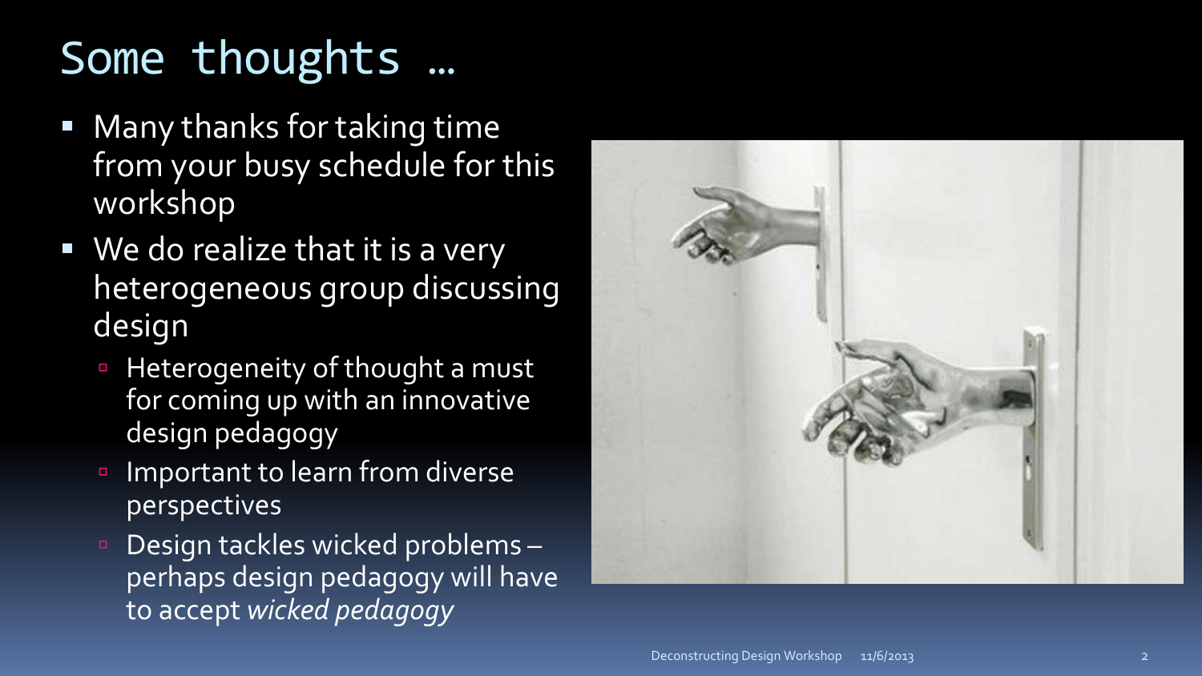# Some thoughts …

- Many thanks for taking time from your busy schedule for this workshop
- We do realize that it is a very heterogeneous group discussing design
  - Heterogeneity of thought a must for coming up with an innovative design pedagogy
  - Important to learn from diverse perspectives
  - Design tackles wicked problems – perhaps design pedagogy will have to accept *wicked pedagogy*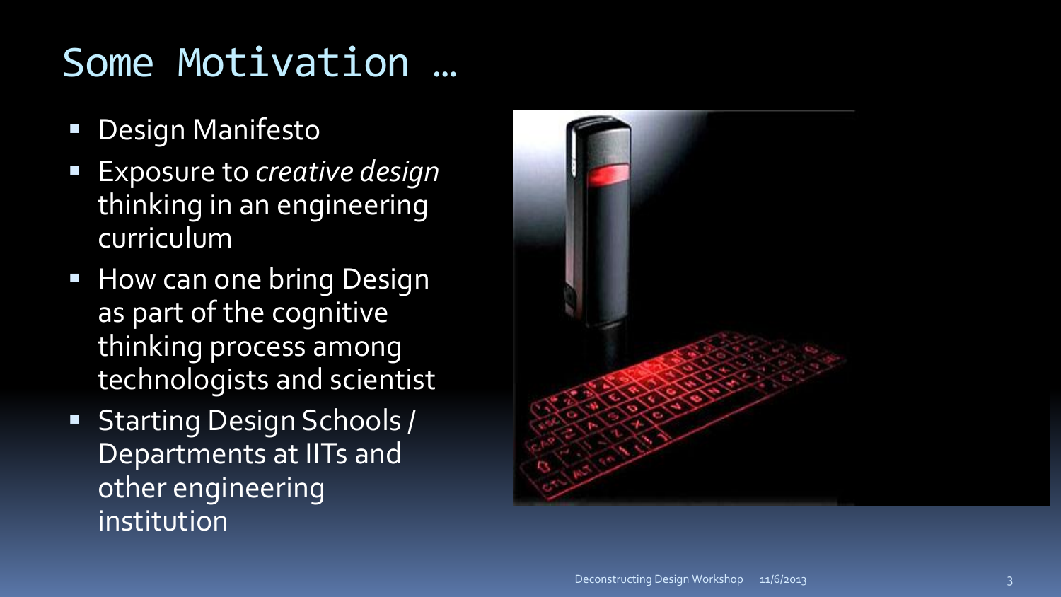# Some Motivation …

- Design Manifesto
- Exposure to *creative design* thinking in an engineering curriculum
- How can one bring Design as part of the cognitive thinking process among technologists and scientist
- Starting Design Schools / Departments at IITs and other engineering institution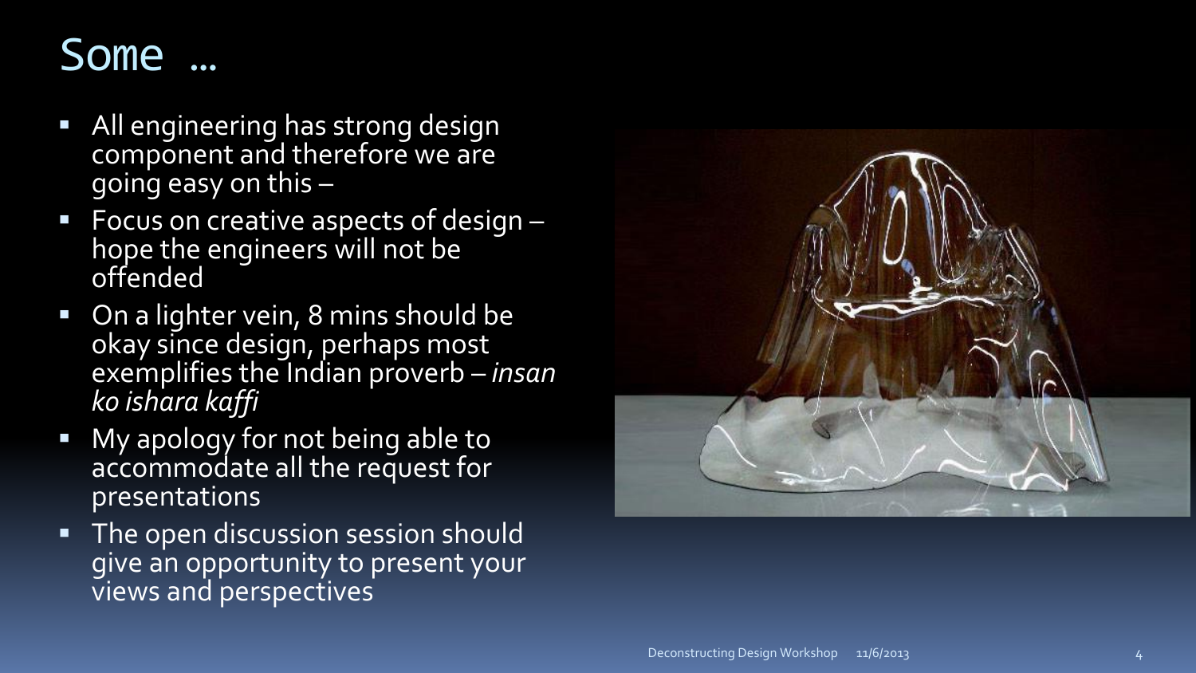# Some …

- All engineering has strong design component and therefore we are going easy on this –
- Focus on creative aspects of design – hope the engineers will not be offended
- On a lighter vein, 8 mins should be okay since design, perhaps most exemplifies the Indian proverb – *insan ko ishara kaffi*
- My apology for not being able to accommodate all the request for presentations
- The open discussion session should give an opportunity to present your views and perspectives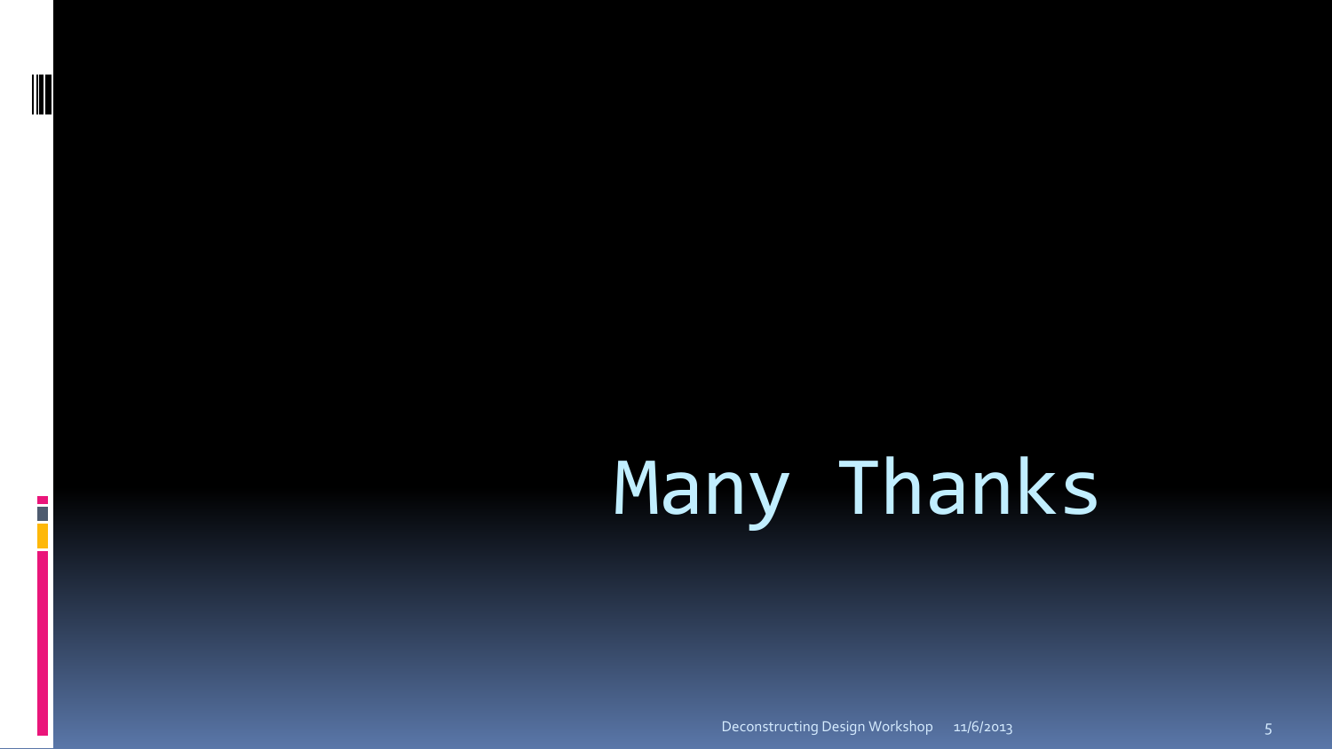# Many Thanks